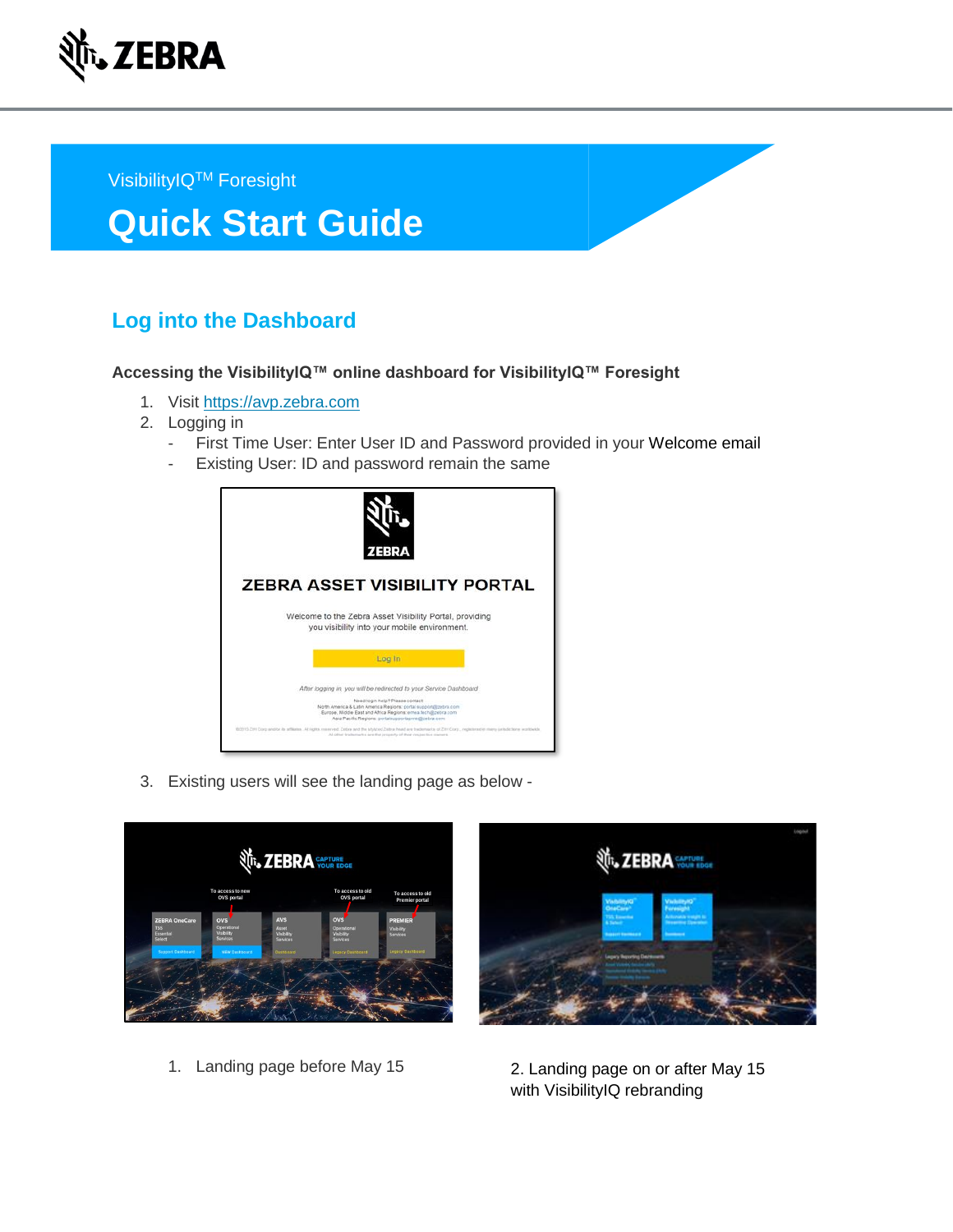VisibilityIQ™ Foresight

# Quick Start Guide

## Log into the Dashboard

**Accessing the VisibilityIQ™ online dashboard for VisibilityIQ™ Foresight**

1. Visit https://avp.zebra.com
2. Logging in
   - First Time User: Enter User ID and Password provided in your Welcome email
   - Existing User: ID and password remain the same

3. Existing users will see the landing page as below -

1. Landing page before May 15

2. Landing page on or after May 15 with VisibilityIQ rebranding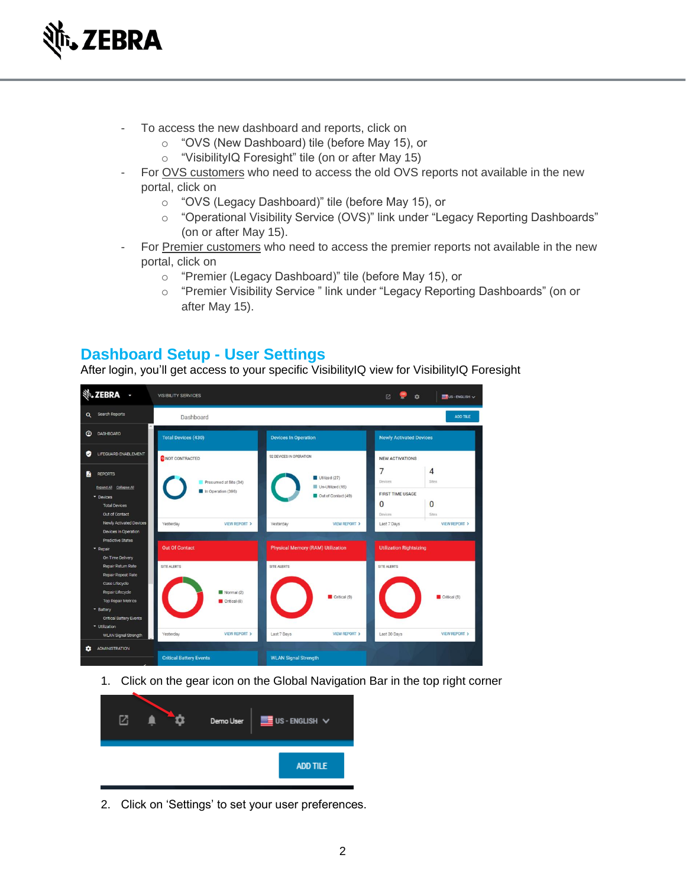- To access the new dashboard and reports, click on
    - "OVS (New Dashboard) tile (before May 15), or
    - "VisibilityIQ Foresight" tile (on or after May 15)
- For OVS customers who need to access the old OVS reports not available in the new portal, click on
    - "OVS (Legacy Dashboard)" tile (before May 15), or
    - "Operational Visibility Service (OVS)" link under "Legacy Reporting Dashboards" (on or after May 15).
- For Premier customers who need to access the premier reports not available in the new portal, click on
    - "Premier (Legacy Dashboard)" tile (before May 15), or
    - "Premier Visibility Service " link under "Legacy Reporting Dashboards" (on or after May 15).

## Dashboard Setup - User Settings

After login, you'll get access to your specific VisibilityIQ view for VisibilityIQ Foresight

1. Click on the gear icon on the Global Navigation Bar in the top right corner

2. Click on 'Settings' to set your user preferences.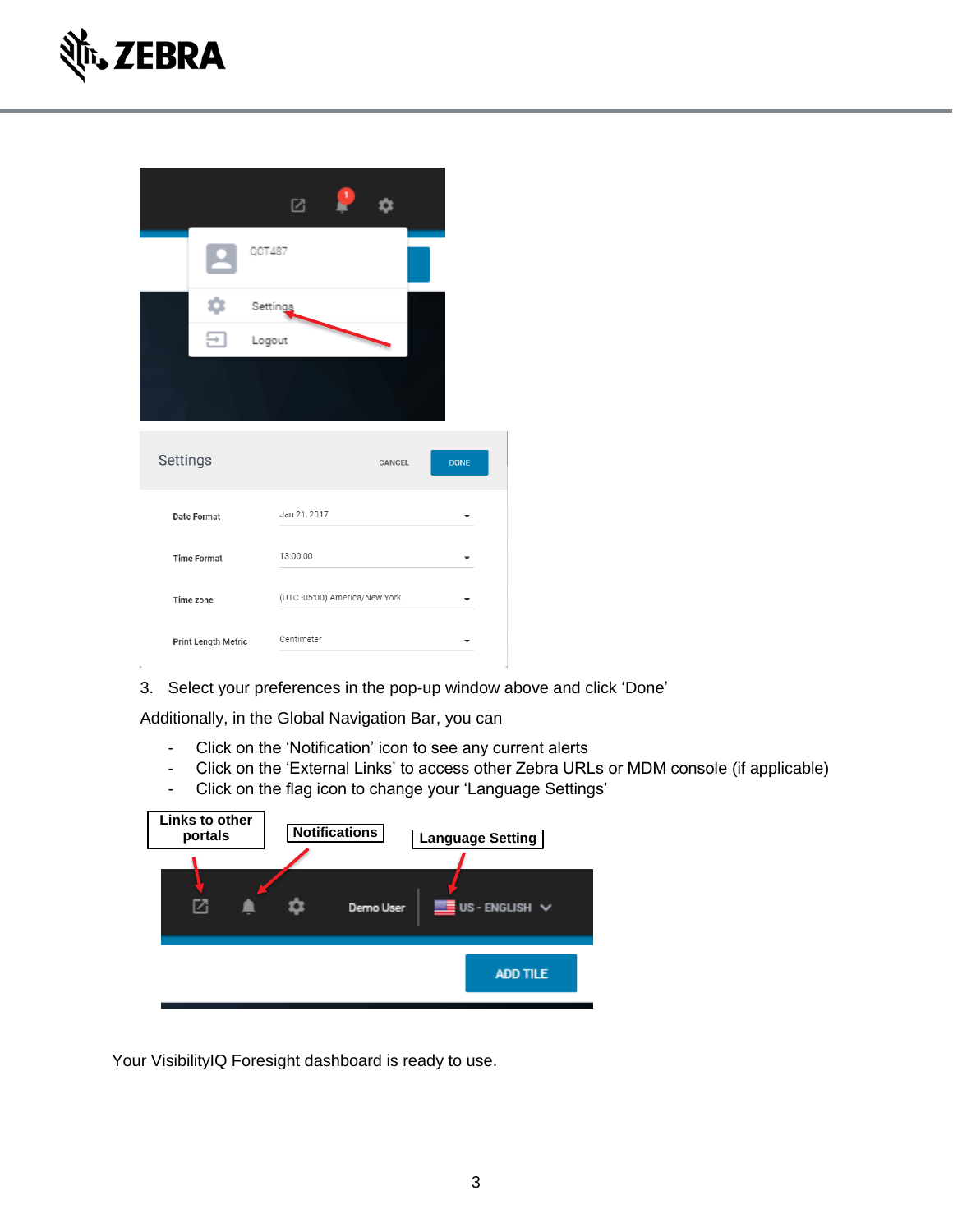3. Select your preferences in the pop-up window above and click ‘Done’

Additionally, in the Global Navigation Bar, you can

- Click on the ‘Notification’ icon to see any current alerts
- Click on the ‘External Links’ to access other Zebra URLs or MDM console (if applicable)
- Click on the flag icon to change your ‘Language Settings’

Your VisibilityIQ Foresight dashboard is ready to use.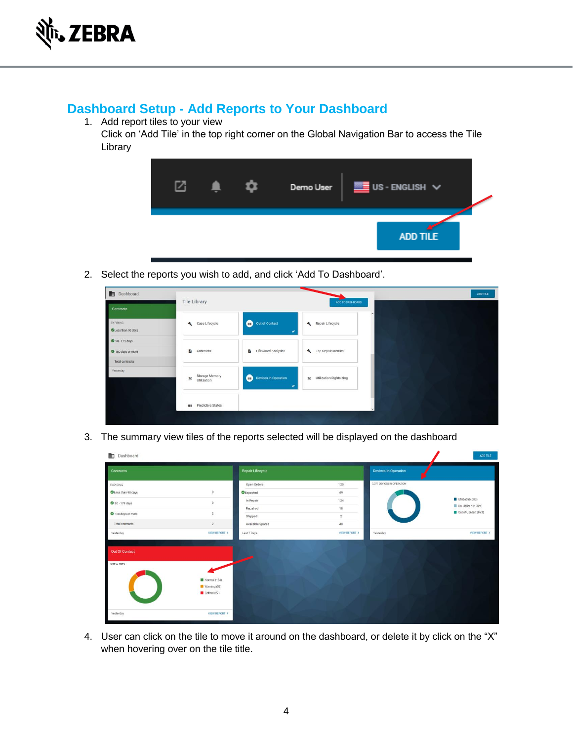## Dashboard Setup - Add Reports to Your Dashboard

1. Add report tiles to your view
   Click on 'Add Tile' in the top right corner on the Global Navigation Bar to access the Tile Library

2. Select the reports you wish to add, and click 'Add To Dashboard'.

3. The summary view tiles of the reports selected will be displayed on the dashboard

4. User can click on the tile to move it around on the dashboard, or delete it by click on the "X" when hovering over on the tile title.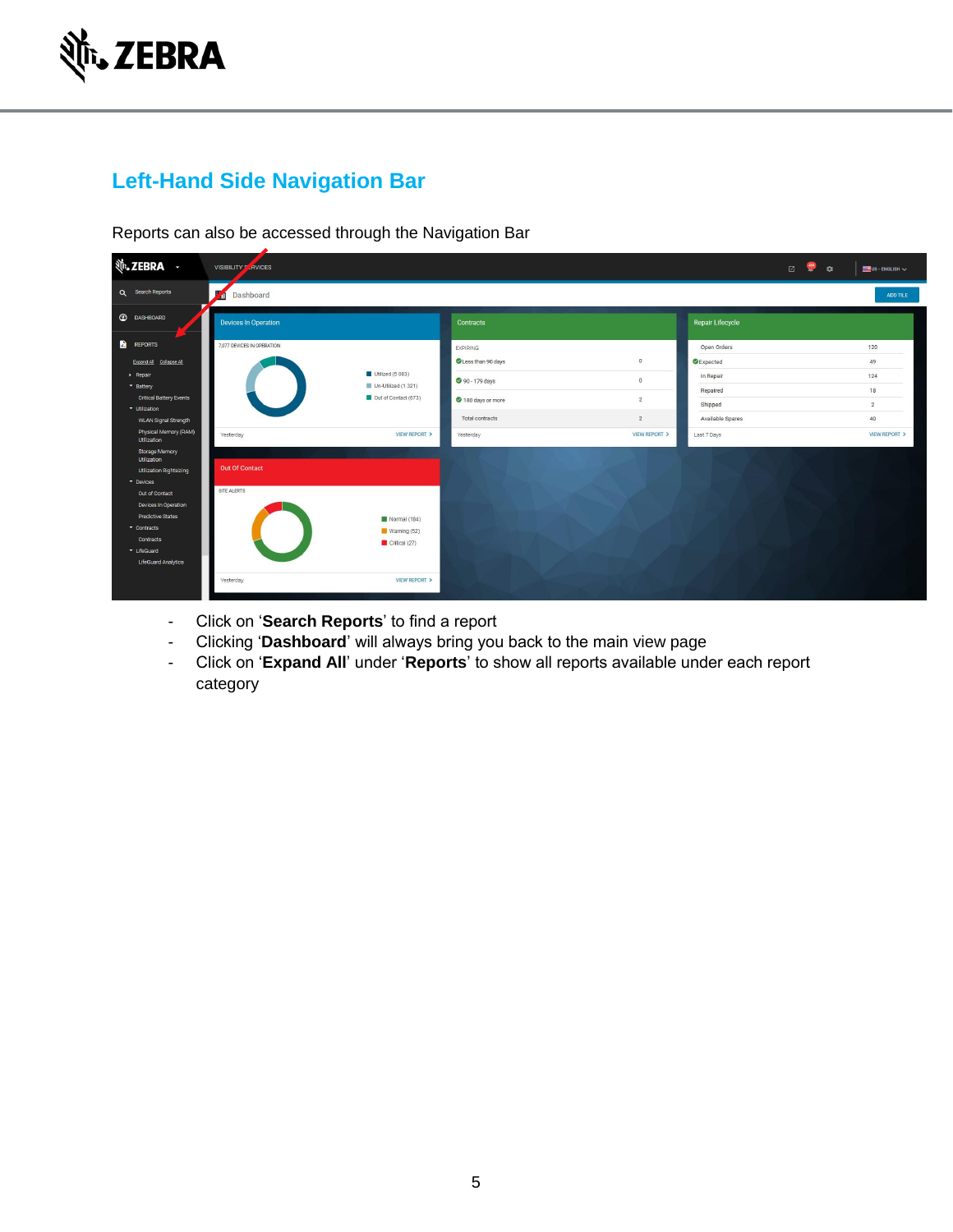## Left-Hand Side Navigation Bar

Reports can also be accessed through the Navigation Bar

- Click on '**Search Reports**' to find a report
- Clicking '**Dashboard**' will always bring you back to the main view page
- Click on '**Expand All**' under '**Reports**' to show all reports available under each report category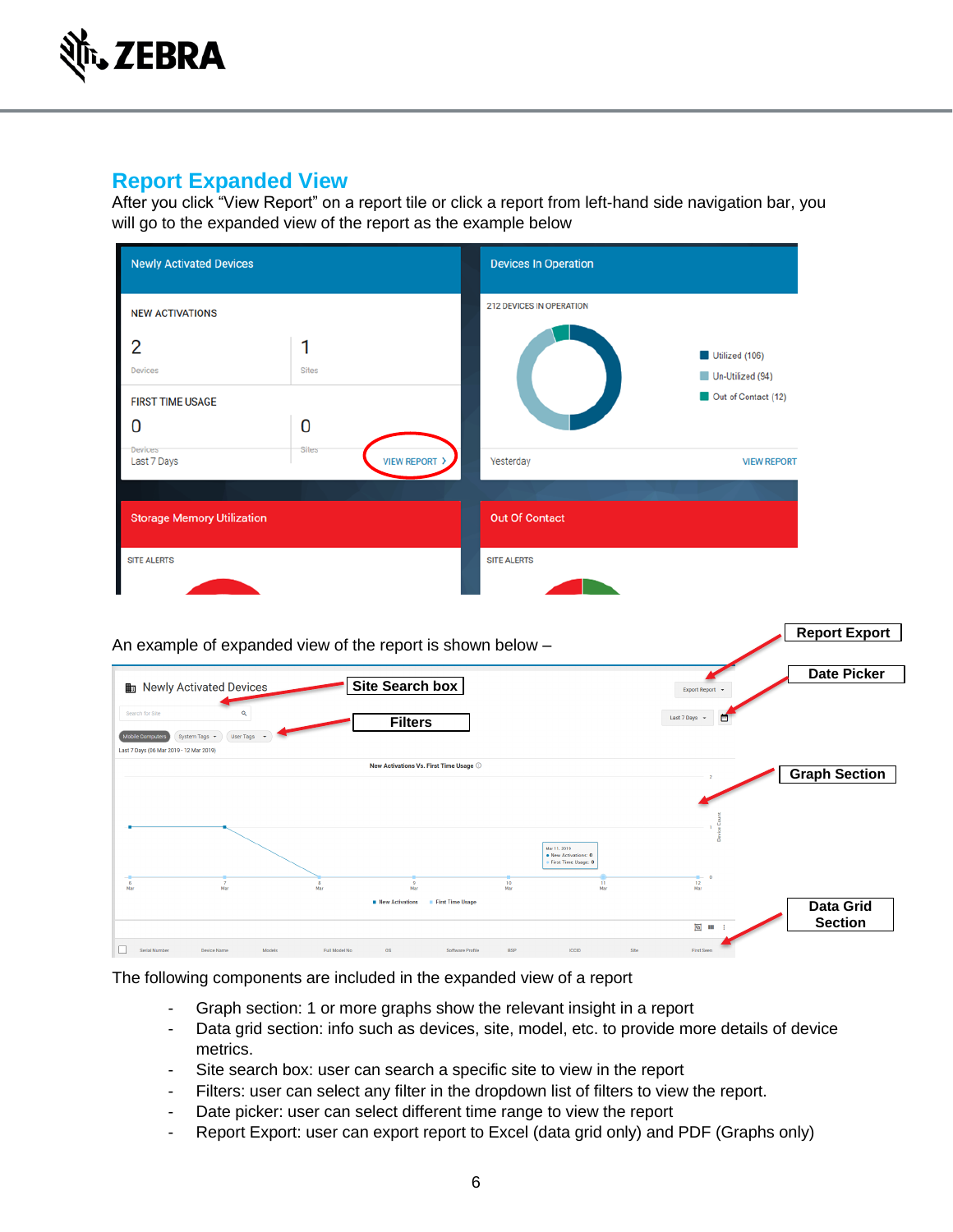## Report Expanded View

After you click "View Report" on a report tile or click a report from left-hand side navigation bar, you will go to the expanded view of the report as the example below

An example of expanded view of the report is shown below –

The following components are included in the expanded view of a report

- Graph section: 1 or more graphs show the relevant insight in a report
- Data grid section: info such as devices, site, model, etc. to provide more details of device metrics.
- Site search box: user can search a specific site to view in the report
- Filters: user can select any filter in the dropdown list of filters to view the report.
- Date picker: user can select different time range to view the report
- Report Export: user can export report to Excel (data grid only) and PDF (Graphs only)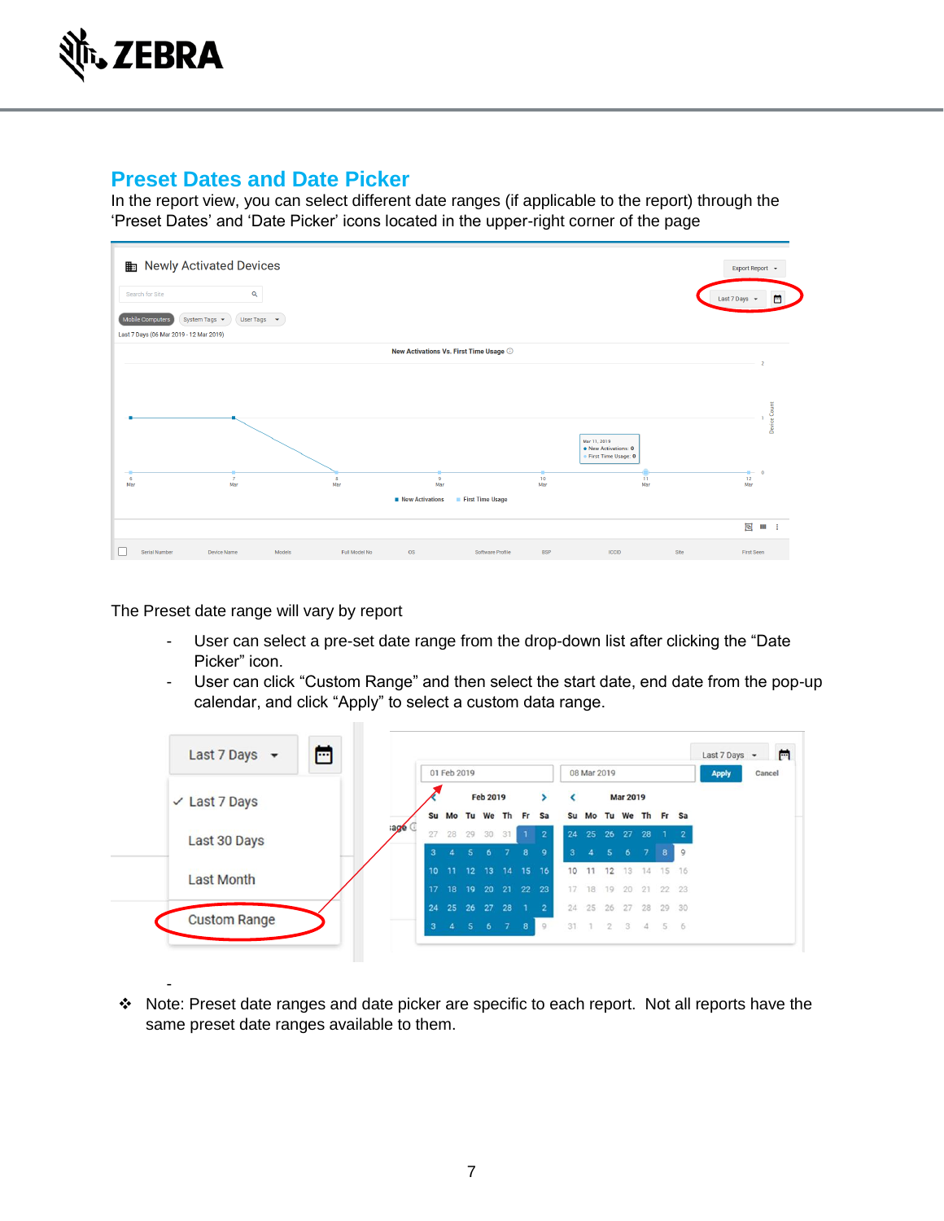## Preset Dates and Date Picker

In the report view, you can select different date ranges (if applicable to the report) through the ‘Preset Dates’ and ‘Date Picker’ icons located in the upper-right corner of the page

The Preset date range will vary by report

- User can select a pre-set date range from the drop-down list after clicking the “Date Picker” icon.
- User can click “Custom Range” and then select the start date, end date from the pop-up calendar, and click “Apply” to select a custom data range.

❖ Note: Preset date ranges and date picker are specific to each report. Not all reports have the same preset date ranges available to them.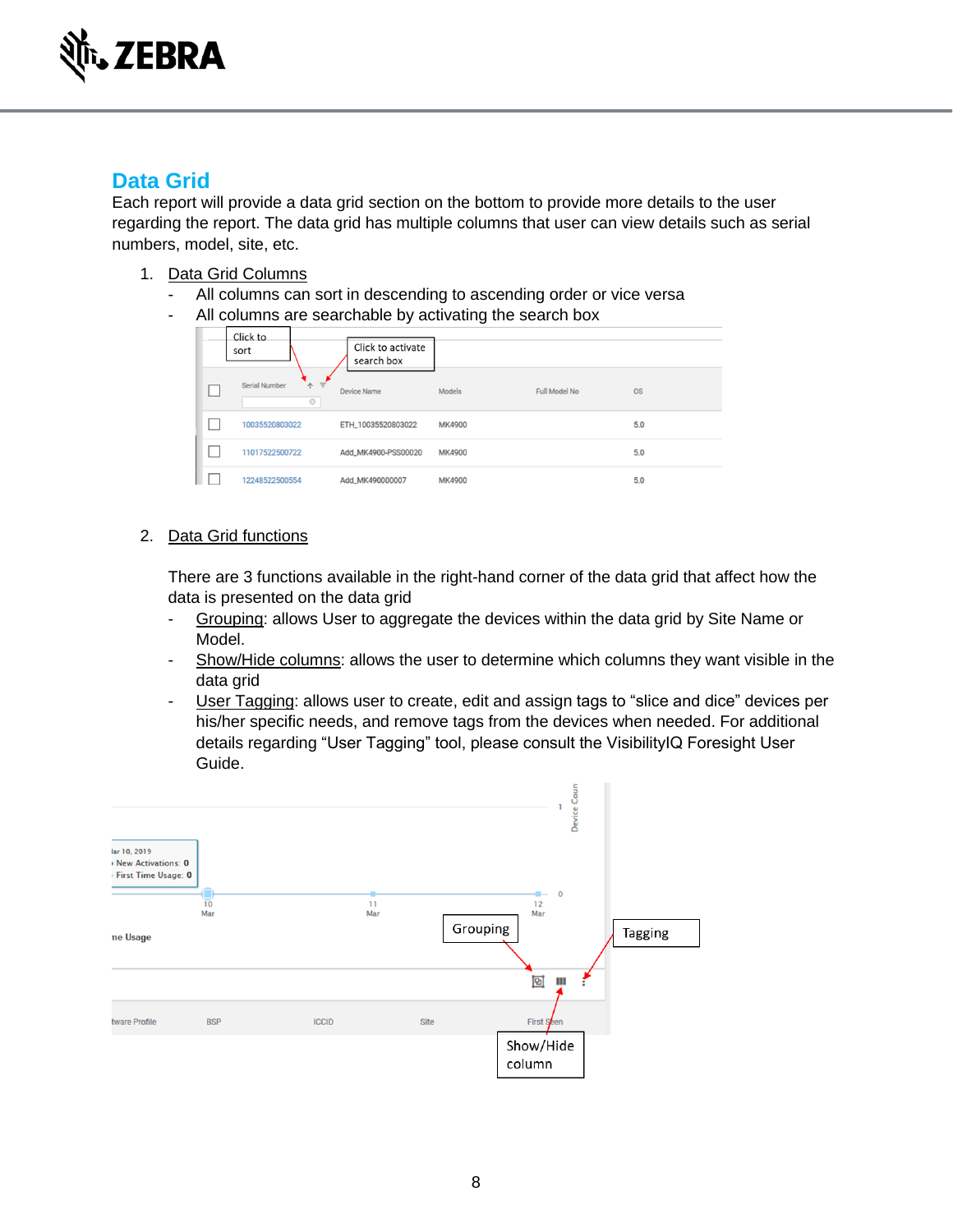## Data Grid

Each report will provide a data grid section on the bottom to provide more details to the user regarding the report. The data grid has multiple columns that user can view details such as serial numbers, model, site, etc.

1. Data Grid Columns
   - All columns can sort in descending to ascending order or vice versa
   - All columns are searchable by activating the search box

2. Data Grid functions

   There are 3 functions available in the right-hand corner of the data grid that affect how the data is presented on the data grid
   - Grouping: allows User to aggregate the devices within the data grid by Site Name or Model.
   - Show/Hide columns: allows the user to determine which columns they want visible in the data grid
   - User Tagging: allows user to create, edit and assign tags to "slice and dice" devices per his/her specific needs, and remove tags from the devices when needed. For additional details regarding "User Tagging" tool, please consult the VisibilityIQ Foresight User Guide.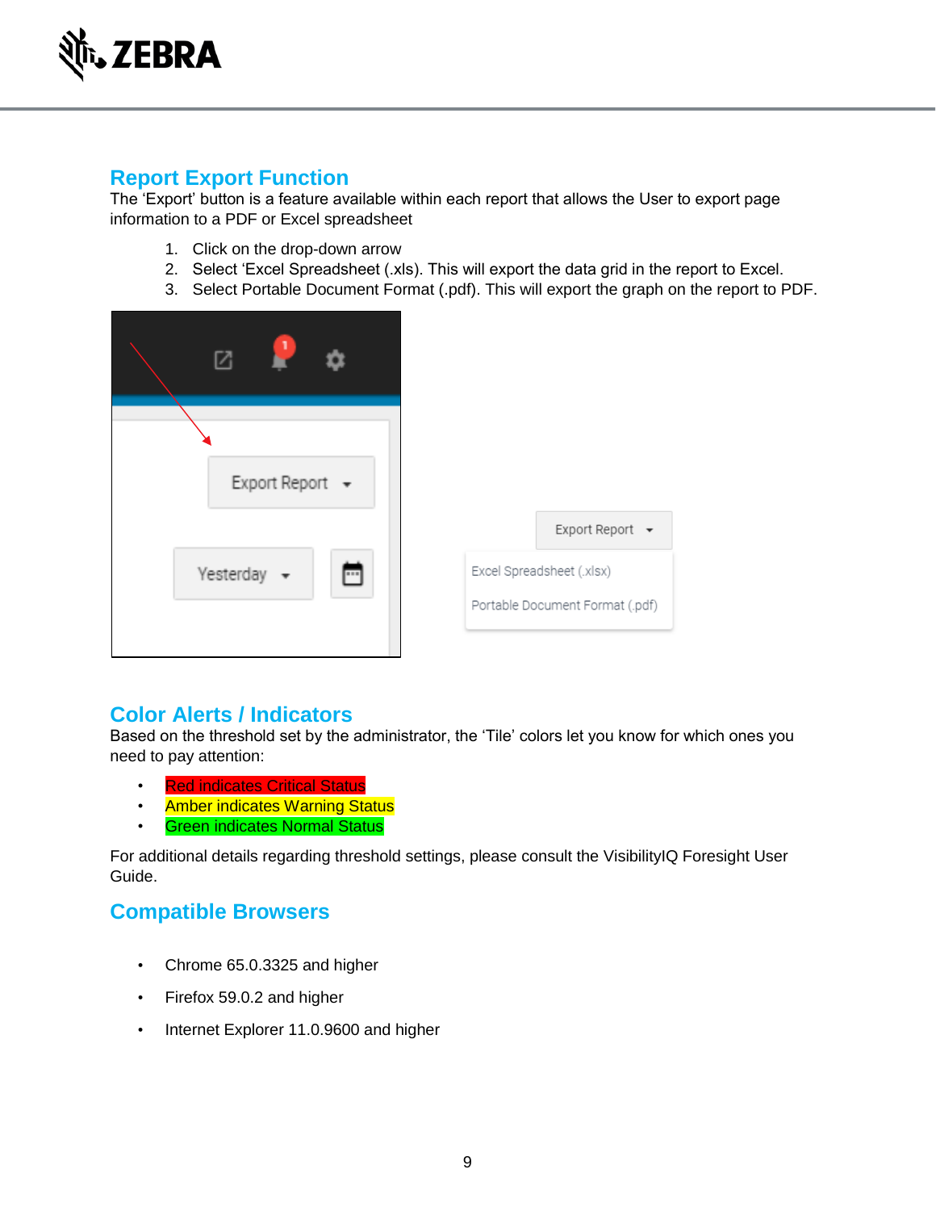## Report Export Function

The 'Export' button is a feature available within each report that allows the User to export page information to a PDF or Excel spreadsheet

1. Click on the drop-down arrow
2. Select 'Excel Spreadsheet (.xls). This will export the data grid in the report to Excel.
3. Select Portable Document Format (.pdf). This will export the graph on the report to PDF.

## Color Alerts / Indicators

Based on the threshold set by the administrator, the 'Tile' colors let you know for which ones you need to pay attention:

- Red indicates Critical Status
- Amber indicates Warning Status
- Green indicates Normal Status

For additional details regarding threshold settings, please consult the VisibilityIQ Foresight User Guide.

## Compatible Browsers

- Chrome 65.0.3325 and higher
- Firefox 59.0.2 and higher
- Internet Explorer 11.0.9600 and higher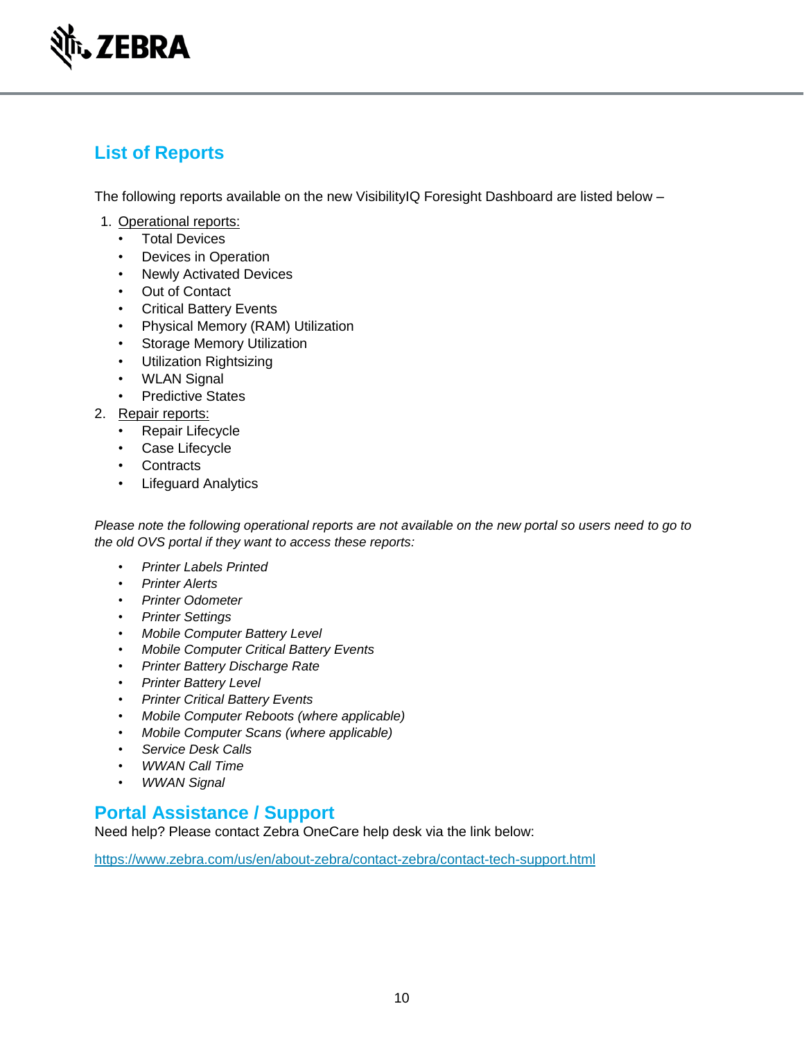## List of Reports

The following reports available on the new VisibilityIQ Foresight Dashboard are listed below –

1. Operational reports:
   - Total Devices
   - Devices in Operation
   - Newly Activated Devices
   - Out of Contact
   - Critical Battery Events
   - Physical Memory (RAM) Utilization
   - Storage Memory Utilization
   - Utilization Rightsizing
   - WLAN Signal
   - Predictive States
2. Repair reports:
   - Repair Lifecycle
   - Case Lifecycle
   - Contracts
   - Lifeguard Analytics

*Please note the following operational reports are not available on the new portal so users need to go to the old OVS portal if they want to access these reports:*

- *Printer Labels Printed*
- *Printer Alerts*
- *Printer Odometer*
- *Printer Settings*
- *Mobile Computer Battery Level*
- *Mobile Computer Critical Battery Events*
- *Printer Battery Discharge Rate*
- *Printer Battery Level*
- *Printer Critical Battery Events*
- *Mobile Computer Reboots (where applicable)*
- *Mobile Computer Scans (where applicable)*
- *Service Desk Calls*
- *WWAN Call Time*
- *WWAN Signal*

## Portal Assistance / Support

Need help? Please contact Zebra OneCare help desk via the link below:

https://www.zebra.com/us/en/about-zebra/contact-zebra/contact-tech-support.html